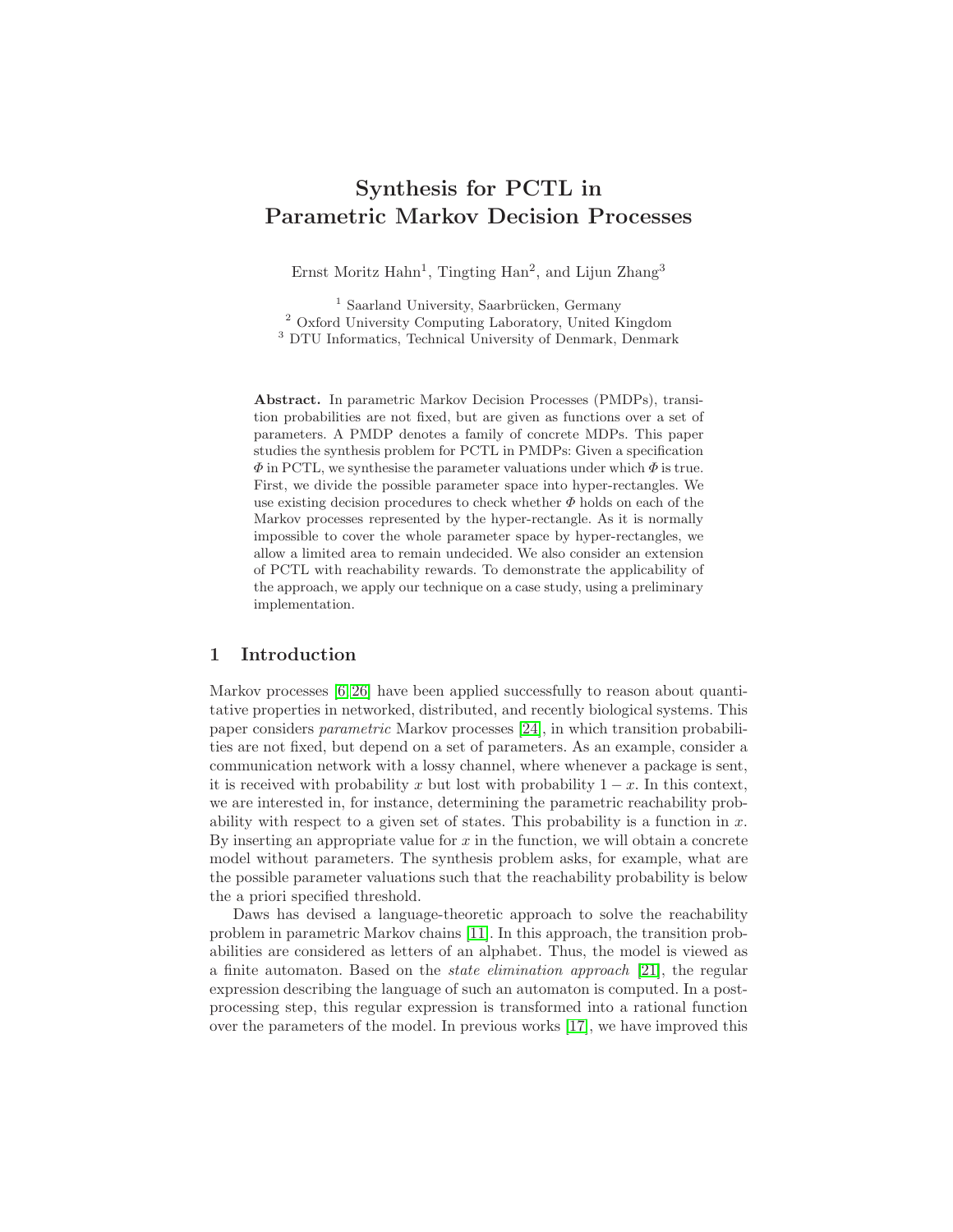# Synthesis for PCTL in Parametric Markov Decision Processes

Ernst Moritz Hahn[1], Tingting Han[2], and Lijun Zhang[3]

[1] Saarland University, Saarbrücken, Germany
[2] Oxford University Computing Laboratory, United Kingdom
[3] DTU Informatics, Technical University of Denmark, Denmark

**Abstract.** In parametric Markov Decision Processes (PMDPs), transition probabilities are not fixed, but are given as functions over a set of parameters. A PMDP denotes a family of concrete MDPs. This paper studies the synthesis problem for PCTL in PMDPs: Given a specification $\Phi$ in PCTL, we synthesise the parameter valuations under which $\Phi$ is true. First, we divide the possible parameter space into hyper-rectangles. We use existing decision procedures to check whether $\Phi$ holds on each of the Markov processes represented by the hyper-rectangle. As it is normally impossible to cover the whole parameter space by hyper-rectangles, we allow a limited area to remain undecided. We also consider an extension of PCTL with reachability rewards. To demonstrate the applicability of the approach, we apply our technique on a case study, using a preliminary implementation.

## 1 Introduction

Markov processes [6,26] have been applied successfully to reason about quantitative properties in networked, distributed, and recently biological systems. This paper considers *parametric* Markov processes [24], in which transition probabilities are not fixed, but depend on a set of parameters. As an example, consider a communication network with a lossy channel, where whenever a package is sent, it is received with probability $x$ but lost with probability $1 - x$. In this context, we are interested in, for instance, determining the parametric reachability probability with respect to a given set of states. This probability is a function in $x$. By inserting an appropriate value for $x$ in the function, we will obtain a concrete model without parameters. The synthesis problem asks, for example, what are the possible parameter valuations such that the reachability probability is below the a priori specified threshold.

Daws has devised a language-theoretic approach to solve the reachability problem in parametric Markov chains [11]. In this approach, the transition probabilities are considered as letters of an alphabet. Thus, the model is viewed as a finite automaton. Based on the *state elimination approach* [21], the regular expression describing the language of such an automaton is computed. In a post-processing step, this regular expression is transformed into a rational function over the parameters of the model. In previous works [17], we have improved this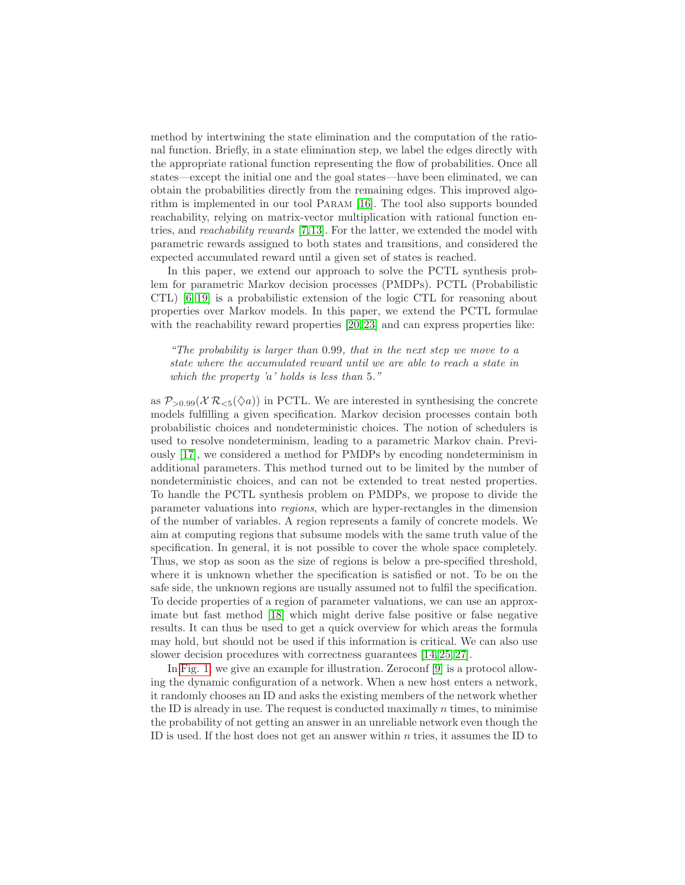method by intertwining the state elimination and the computation of the rational function. Briefly, in a state elimination step, we label the edges directly with the appropriate rational function representing the flow of probabilities. Once all states—except the initial one and the goal states—have been eliminated, we can obtain the probabilities directly from the remaining edges. This improved algorithm is implemented in our tool PARAM [16]. The tool also supports bounded reachability, relying on matrix-vector multiplication with rational function entries, and *reachability rewards* [7,13]. For the latter, we extended the model with parametric rewards assigned to both states and transitions, and considered the expected accumulated reward until a given set of states is reached.

In this paper, we extend our approach to solve the PCTL synthesis problem for parametric Markov decision processes (PMDPs). PCTL (Probabilistic CTL) [6,19] is a probabilistic extension of the logic CTL for reasoning about properties over Markov models. In this paper, we extend the PCTL formulae with the reachability reward properties [20,23] and can express properties like:

> *"The probability is larger than* $0.99$*, that in the next step we move to a state where the accumulated reward until we are able to reach a state in which the property 'a' holds is less than* $5$*."*

as $\mathcal{P}_{>0.99}(\mathcal{X}\,\mathcal{R}_{<5}(\Diamond a))$ in PCTL. We are interested in synthesising the concrete models fulfilling a given specification. Markov decision processes contain both probabilistic choices and nondeterministic choices. The notion of schedulers is used to resolve nondeterminism, leading to a parametric Markov chain. Previously [17], we considered a method for PMDPs by encoding nondeterminism in additional parameters. This method turned out to be limited by the number of nondeterministic choices, and can not be extended to treat nested properties. To handle the PCTL synthesis problem on PMDPs, we propose to divide the parameter valuations into *regions*, which are hyper-rectangles in the dimension of the number of variables. A region represents a family of concrete models. We aim at computing regions that subsume models with the same truth value of the specification. In general, it is not possible to cover the whole space completely. Thus, we stop as soon as the size of regions is below a pre-specified threshold, where it is unknown whether the specification is satisfied or not. To be on the safe side, the unknown regions are usually assumed not to fulfil the specification. To decide properties of a region of parameter valuations, we can use an approximate but fast method [18] which might derive false positive or false negative results. It can thus be used to get a quick overview for which areas the formula may hold, but should not be used if this information is critical. We can also use slower decision procedures with correctness guarantees [14,25,27].

In Fig. 1, we give an example for illustration. Zeroconf [9] is a protocol allowing the dynamic configuration of a network. When a new host enters a network, it randomly chooses an ID and asks the existing members of the network whether the ID is already in use. The request is conducted maximally $n$ times, to minimise the probability of not getting an answer in an unreliable network even though the ID is used. If the host does not get an answer within $n$ tries, it assumes the ID to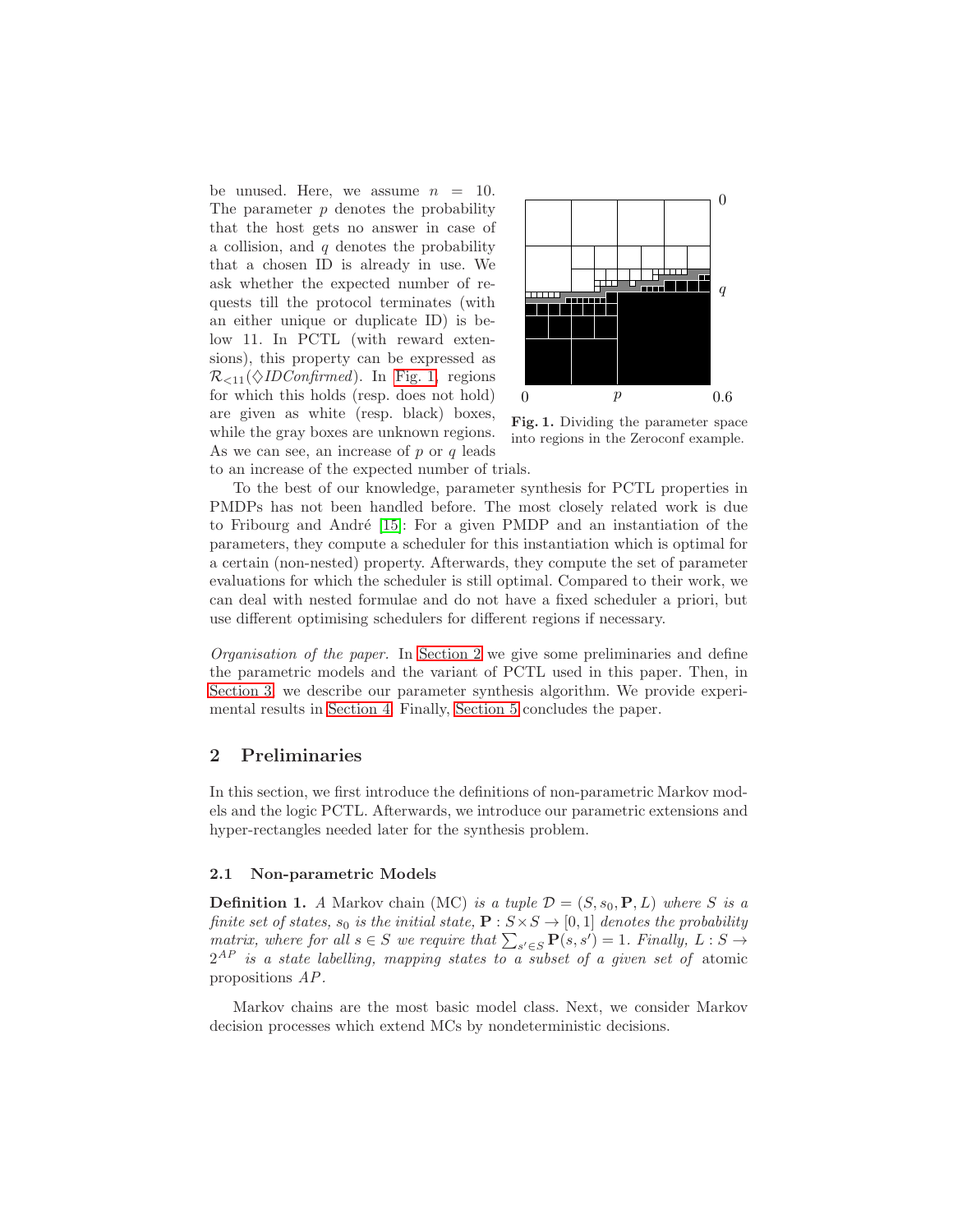be unused. Here, we assume $n = 10$. The parameter $p$ denotes the probability that the host gets no answer in case of a collision, and $q$ denotes the probability that a chosen ID is already in use. We ask whether the expected number of requests till the protocol terminates (with an either unique or duplicate ID) is below 11. In PCTL (with reward extensions), this property can be expressed as $\mathcal{R}_{<11}(\Diamond \mathit{IDConfirmed})$. In Fig. 1, regions for which this holds (resp. does not hold) are given as white (resp. black) boxes, while the gray boxes are unknown regions. As we can see, an increase of $p$ or $q$ leads to an increase of the expected number of trials.

**Fig. 1.** Dividing the parameter space into regions in the Zeroconf example.

To the best of our knowledge, parameter synthesis for PCTL properties in PMDPs has not been handled before. The most closely related work is due to Fribourg and André [15]: For a given PMDP and an instantiation of the parameters, they compute a scheduler for this instantiation which is optimal for a certain (non-nested) property. Afterwards, they compute the set of parameter evaluations for which the scheduler is still optimal. Compared to their work, we can deal with nested formulae and do not have a fixed scheduler a priori, but use different optimising schedulers for different regions if necessary.

*Organisation of the paper.* In Section 2 we give some preliminaries and define the parametric models and the variant of PCTL used in this paper. Then, in Section 3, we describe our parameter synthesis algorithm. We provide experimental results in Section 4. Finally, Section 5 concludes the paper.

## 2 Preliminaries

In this section, we first introduce the definitions of non-parametric Markov models and the logic PCTL. Afterwards, we introduce our parametric extensions and hyper-rectangles needed later for the synthesis problem.

### 2.1 Non-parametric Models

**Definition 1.** *A* Markov chain (MC) *is a tuple $\mathcal{D} = (S, s_0, \mathbf{P}, L)$ where $S$ is a finite set of states, $s_0$ is the initial state, $\mathbf{P} : S \times S \to [0, 1]$ denotes the probability matrix, where for all $s \in S$ we require that $\sum_{s' \in S} \mathbf{P}(s, s') = 1$. Finally, $L : S \to 2^{AP}$ is a state labelling, mapping states to a subset of a given set of* atomic propositions *$AP$.*

Markov chains are the most basic model class. Next, we consider Markov decision processes which extend MCs by nondeterministic decisions.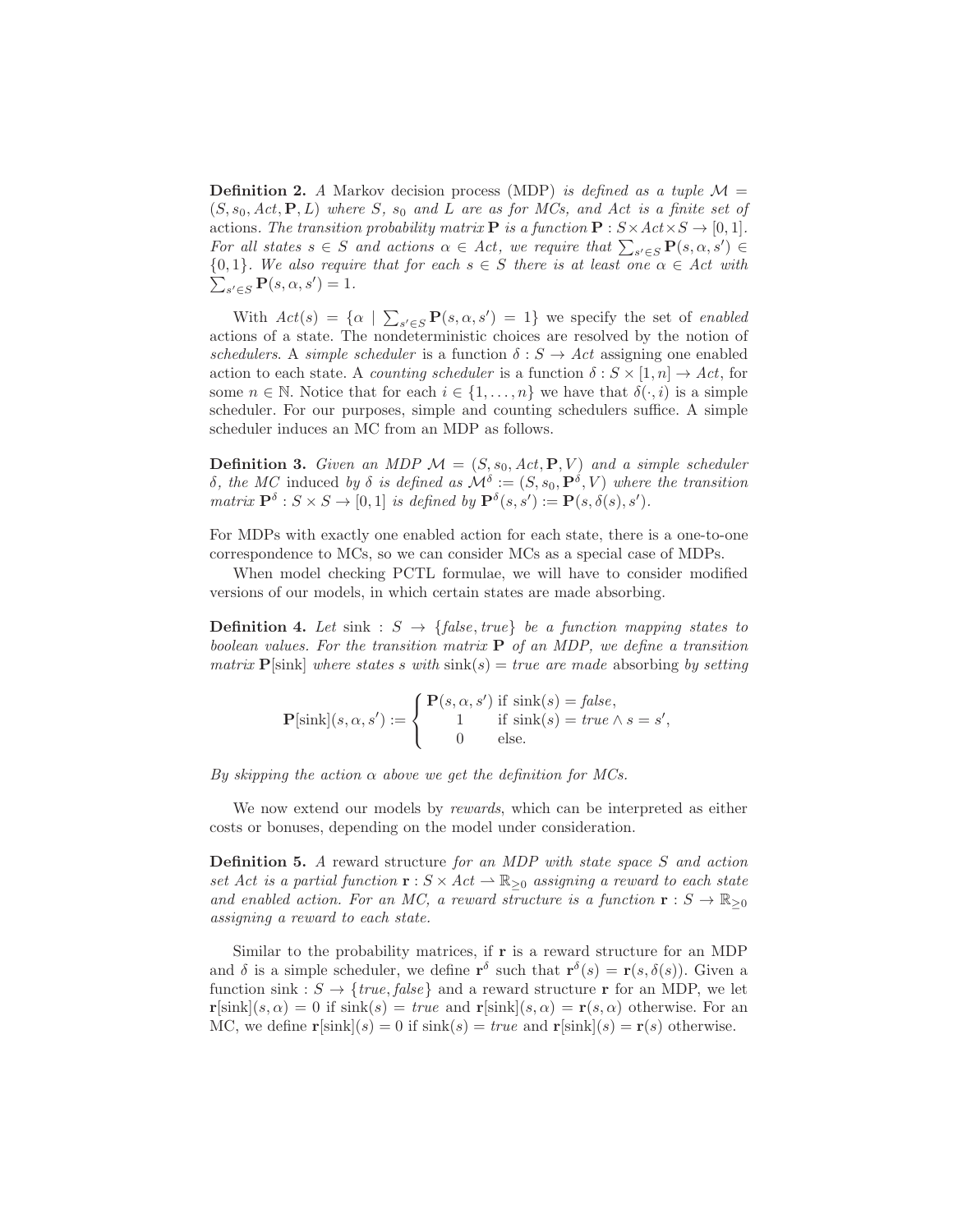**Definition 2.** *A* Markov decision process (MDP) *is defined as a tuple* $\mathcal{M} = (S, s_0, Act, \mathbf{P}, L)$ *where* $S$*,* $s_0$ *and* $L$ *are as for MCs, and* $Act$ *is a finite set of* actions*. The transition probability matrix* $\mathbf{P}$ *is a function* $\mathbf{P} : S \times Act \times S \to [0, 1]$*. For all states* $s \in S$ *and actions* $\alpha \in Act$*, we require that* $\sum_{s' \in S} \mathbf{P}(s, \alpha, s') \in \{0, 1\}$*. We also require that for each* $s \in S$ *there is at least one* $\alpha \in Act$ *with* $\sum_{s' \in S} \mathbf{P}(s, \alpha, s') = 1$*.*

With $Act(s) = \{\alpha \mid \sum_{s' \in S} \mathbf{P}(s, \alpha, s') = 1\}$ we specify the set of *enabled* actions of a state. The nondeterministic choices are resolved by the notion of *schedulers*. A *simple scheduler* is a function $\delta : S \to Act$ assigning one enabled action to each state. A *counting scheduler* is a function $\delta : S \times [1, n] \to Act$, for some $n \in \mathbb{N}$. Notice that for each $i \in \{1, \ldots, n\}$ we have that $\delta(\cdot, i)$ is a simple scheduler. For our purposes, simple and counting schedulers suffice. A simple scheduler induces an MC from an MDP as follows.

**Definition 3.** *Given an MDP* $\mathcal{M} = (S, s_0, Act, \mathbf{P}, V)$ *and a simple scheduler* $\delta$*, the MC* induced *by* $\delta$ *is defined as* $\mathcal{M}^\delta := (S, s_0, \mathbf{P}^\delta, V)$ *where the transition matrix* $\mathbf{P}^\delta : S \times S \to [0, 1]$ *is defined by* $\mathbf{P}^\delta(s, s') := \mathbf{P}(s, \delta(s), s')$*.*

For MDPs with exactly one enabled action for each state, there is a one-to-one correspondence to MCs, so we can consider MCs as a special case of MDPs.

When model checking PCTL formulae, we will have to consider modified versions of our models, in which certain states are made absorbing.

**Definition 4.** *Let* $\text{sink} : S \to \{\mathit{false}, \mathit{true}\}$ *be a function mapping states to boolean values. For the transition matrix* $\mathbf{P}$ *of an MDP, we define a transition matrix* $\mathbf{P}[\text{sink}]$ *where states* $s$ *with* $\text{sink}(s) = \mathit{true}$ *are made* absorbing *by setting*

$$\mathbf{P}[\text{sink}](s, \alpha, s') := \begin{cases} \mathbf{P}(s, \alpha, s') & \text{if } \text{sink}(s) = \mathit{false}, \\ 1 & \text{if } \text{sink}(s) = \mathit{true} \wedge s = s', \\ 0 & \text{else.} \end{cases}$$

*By skipping the action* $\alpha$ *above we get the definition for MCs.*

We now extend our models by *rewards*, which can be interpreted as either costs or bonuses, depending on the model under consideration.

**Definition 5.** *A* reward structure *for an MDP with state space* $S$ *and action set* $Act$ *is a partial function* $\mathbf{r} : S \times Act \rightharpoonup \mathbb{R}_{\geq 0}$ *assigning a reward to each state and enabled action. For an MC, a reward structure is a function* $\mathbf{r} : S \to \mathbb{R}_{\geq 0}$ *assigning a reward to each state.*

Similar to the probability matrices, if $\mathbf{r}$ is a reward structure for an MDP and $\delta$ is a simple scheduler, we define $\mathbf{r}^\delta$ such that $\mathbf{r}^\delta(s) = \mathbf{r}(s, \delta(s))$. Given a function $\text{sink} : S \to \{\mathit{true}, \mathit{false}\}$ and a reward structure $\mathbf{r}$ for an MDP, we let $\mathbf{r}[\text{sink}](s, \alpha) = 0$ if $\text{sink}(s) = \mathit{true}$ and $\mathbf{r}[\text{sink}](s, \alpha) = \mathbf{r}(s, \alpha)$ otherwise. For an MC, we define $\mathbf{r}[\text{sink}](s) = 0$ if $\text{sink}(s) = \mathit{true}$ and $\mathbf{r}[\text{sink}](s) = \mathbf{r}(s)$ otherwise.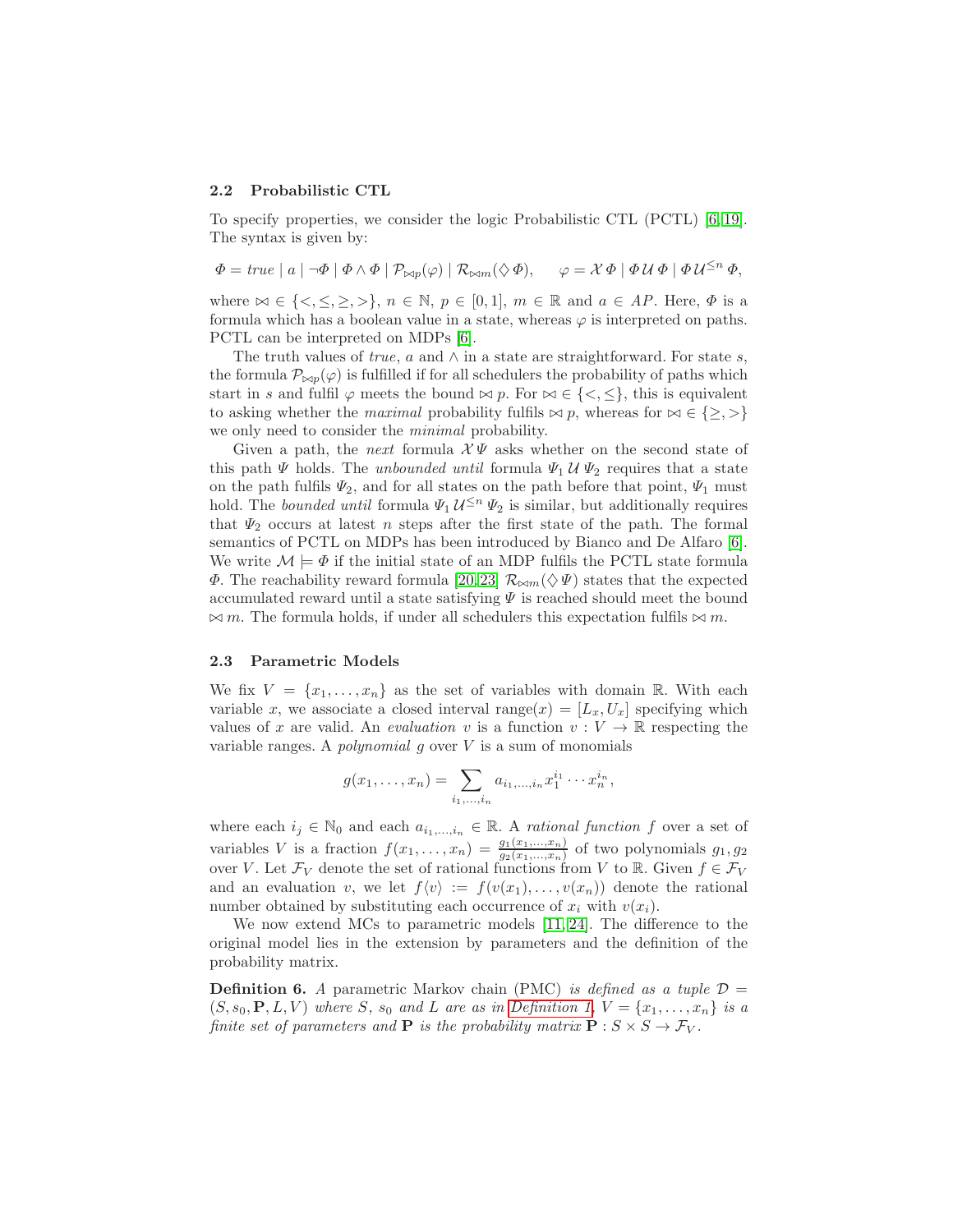### 2.2 Probabilistic CTL

To specify properties, we consider the logic Probabilistic CTL (PCTL) [6,19]. The syntax is given by:

$$\Phi = \mathit{true} \mid a \mid \neg\Phi \mid \Phi \wedge \Phi \mid \mathcal{P}_{\bowtie p}(\varphi) \mid \mathcal{R}_{\bowtie m}(\Diamond \Phi), \qquad \varphi = \mathcal{X}\,\Phi \mid \Phi\,\mathcal{U}\,\Phi \mid \Phi\,\mathcal{U}^{\leq n}\,\Phi,$$

where $\bowtie \in \{<, \leq, \geq, >\}$, $n \in \mathbb{N}$, $p \in [0,1]$, $m \in \mathbb{R}$ and $a \in AP$. Here, $\Phi$ is a formula which has a boolean value in a state, whereas $\varphi$ is interpreted on paths. PCTL can be interpreted on MDPs [6].

The truth values of *true*, $a$ and $\wedge$ in a state are straightforward. For state $s$, the formula $\mathcal{P}_{\bowtie p}(\varphi)$ is fulfilled if for all schedulers the probability of paths which start in $s$ and fulfil $\varphi$ meets the bound $\bowtie p$. For $\bowtie \in \{<, \leq\}$, this is equivalent to asking whether the *maximal* probability fulfils $\bowtie p$, whereas for $\bowtie \in \{\geq, >\}$ we only need to consider the *minimal* probability.

Given a path, the *next* formula $\mathcal{X}\,\Psi$ asks whether on the second state of this path $\Psi$ holds. The *unbounded until* formula $\Psi_1\,\mathcal{U}\,\Psi_2$ requires that a state on the path fulfils $\Psi_2$, and for all states on the path before that point, $\Psi_1$ must hold. The *bounded until* formula $\Psi_1\,\mathcal{U}^{\leq n}\,\Psi_2$ is similar, but additionally requires that $\Psi_2$ occurs at latest $n$ steps after the first state of the path. The formal semantics of PCTL on MDPs has been introduced by Bianco and De Alfaro [6]. We write $\mathcal{M} \models \Phi$ if the initial state of an MDP fulfils the PCTL state formula $\Phi$. The reachability reward formula [20,23] $\mathcal{R}_{\bowtie m}(\Diamond\,\Psi)$ states that the expected accumulated reward until a state satisfying $\Psi$ is reached should meet the bound $\bowtie m$. The formula holds, if under all schedulers this expectation fulfils $\bowtie m$.

### 2.3 Parametric Models

We fix $V = \{x_1, \ldots, x_n\}$ as the set of variables with domain $\mathbb{R}$. With each variable $x$, we associate a closed interval $\mathrm{range}(x) = [L_x, U_x]$ specifying which values of $x$ are valid. An *evaluation* $v$ is a function $v : V \to \mathbb{R}$ respecting the variable ranges. A *polynomial* $g$ over $V$ is a sum of monomials

$$g(x_1, \ldots, x_n) = \sum_{i_1, \ldots, i_n} a_{i_1, \ldots, i_n} x_1^{i_1} \cdots x_n^{i_n},$$

where each $i_j \in \mathbb{N}_0$ and each $a_{i_1,\ldots,i_n} \in \mathbb{R}$. A *rational function* $f$ over a set of variables $V$ is a fraction $f(x_1, \ldots, x_n) = \frac{g_1(x_1,\ldots,x_n)}{g_2(x_1,\ldots,x_n)}$ of two polynomials $g_1, g_2$ over $V$. Let $\mathcal{F}_V$ denote the set of rational functions from $V$ to $\mathbb{R}$. Given $f \in \mathcal{F}_V$ and an evaluation $v$, we let $f\langle v\rangle := f(v(x_1), \ldots, v(x_n))$ denote the rational number obtained by substituting each occurrence of $x_i$ with $v(x_i)$.

We now extend MCs to parametric models [11,24]. The difference to the original model lies in the extension by parameters and the definition of the probability matrix.

**Definition 6.** *A* parametric Markov chain (PMC) *is defined as a tuple* $\mathcal{D} = (S, s_0, \mathbf{P}, L, V)$ *where* $S$, $s_0$ *and* $L$ *are as in Definition 1,* $V = \{x_1, \ldots, x_n\}$ *is a finite set of parameters and* $\mathbf{P}$ *is the probability matrix* $\mathbf{P} : S \times S \to \mathcal{F}_V$.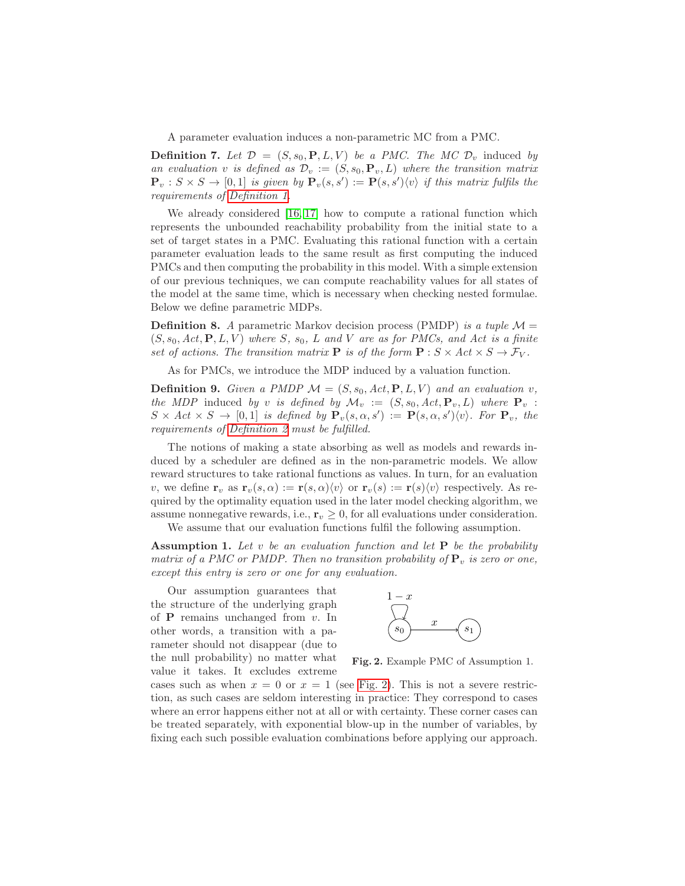A parameter evaluation induces a non-parametric MC from a PMC.

**Definition 7.** *Let $\mathcal{D} = (S, s_0, \mathbf{P}, L, V)$ be a PMC. The MC $\mathcal{D}_v$* induced *by an evaluation $v$ is defined as $\mathcal{D}_v := (S, s_0, \mathbf{P}_v, L)$ where the transition matrix $\mathbf{P}_v : S \times S \to [0, 1]$ is given by $\mathbf{P}_v(s, s') := \mathbf{P}(s, s')\langle v\rangle$ if this matrix fulfils the requirements of Definition 1.*

We already considered [16, 17] how to compute a rational function which represents the unbounded reachability probability from the initial state to a set of target states in a PMC. Evaluating this rational function with a certain parameter evaluation leads to the same result as first computing the induced PMCs and then computing the probability in this model. With a simple extension of our previous techniques, we can compute reachability values for all states of the model at the same time, which is necessary when checking nested formulae. Below we define parametric MDPs.

**Definition 8.** *A* parametric Markov decision process (PMDP) *is a tuple $\mathcal{M} = (S, s_0, Act, \mathbf{P}, L, V)$ where $S$, $s_0$, $L$ and $V$ are as for PMCs, and $Act$ is a finite set of actions. The transition matrix $\mathbf{P}$ is of the form $\mathbf{P} : S \times Act \times S \to \mathcal{F}_V$.*

As for PMCs, we introduce the MDP induced by a valuation function.

**Definition 9.** *Given a PMDP $\mathcal{M} = (S, s_0, Act, \mathbf{P}, L, V)$ and an evaluation $v$, the MDP* induced *by $v$ is defined by $\mathcal{M}_v := (S, s_0, Act, \mathbf{P}_v, L)$ where $\mathbf{P}_v : S \times Act \times S \to [0, 1]$ is defined by $\mathbf{P}_v(s, \alpha, s') := \mathbf{P}(s, \alpha, s')\langle v\rangle$. For $\mathbf{P}_v$, the requirements of Definition 2 must be fulfilled.*

The notions of making a state absorbing as well as models and rewards induced by a scheduler are defined as in the non-parametric models. We allow reward structures to take rational functions as values. In turn, for an evaluation $v$, we define $\mathbf{r}_v$ as $\mathbf{r}_v(s, \alpha) := \mathbf{r}(s, \alpha)\langle v\rangle$ or $\mathbf{r}_v(s) := \mathbf{r}(s)\langle v\rangle$ respectively. As required by the optimality equation used in the later model checking algorithm, we assume nonnegative rewards, i.e., $\mathbf{r}_v \geq 0$, for all evaluations under consideration.

We assume that our evaluation functions fulfil the following assumption.

**Assumption 1.** *Let $v$ be an evaluation function and let $\mathbf{P}$ be the probability matrix of a PMC or PMDP. Then no transition probability of $\mathbf{P}_v$ is zero or one, except this entry is zero or one for any evaluation.*

Our assumption guarantees that the structure of the underlying graph of $\mathbf{P}$ remains unchanged from $v$. In other words, a transition with a parameter should not disappear (due to the null probability) no matter what value it takes. It excludes extreme cases such as when $x = 0$ or $x = 1$ (see Fig. 2). This is not a severe restriction, as such cases are seldom interesting in practice: They correspond to cases where an error happens either not at all or with certainty. These corner cases can be treated separately, with exponential blow-up in the number of variables, by fixing each such possible evaluation combinations before applying our approach.

**Fig. 2.** Example PMC of Assumption 1.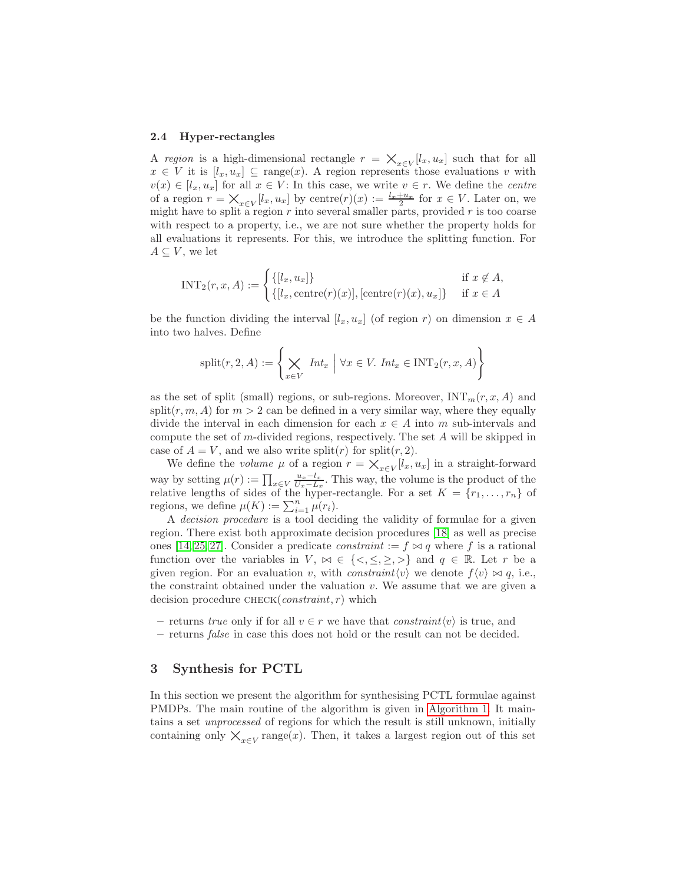### 2.4 Hyper-rectangles

A *region* is a high-dimensional rectangle $r = \bigtimes_{x \in V}[l_x, u_x]$ such that for all $x \in V$ it is $[l_x, u_x] \subseteq \mathrm{range}(x)$. A region represents those evaluations $v$ with $v(x) \in [l_x, u_x]$ for all $x \in V$: In this case, we write $v \in r$. We define the *centre* of a region $r = \bigtimes_{x \in V}[l_x, u_x]$ by $\mathrm{centre}(r)(x) := \frac{l_x + u_x}{2}$ for $x \in V$. Later on, we might have to split a region $r$ into several smaller parts, provided $r$ is too coarse with respect to a property, i.e., we are not sure whether the property holds for all evaluations it represents. For this, we introduce the splitting function. For $A \subseteq V$, we let

$$\mathrm{INT}_2(r, x, A) := \begin{cases} \{[l_x, u_x]\} & \text{if } x \notin A, \\ \{[l_x, \mathrm{centre}(r)(x)], [\mathrm{centre}(r)(x), u_x]\} & \text{if } x \in A \end{cases}$$

be the function dividing the interval $[l_x, u_x]$ (of region $r$) on dimension $x \in A$ into two halves. Define

$$\mathrm{split}(r, 2, A) := \left\{ \bigtimes_{x \in V} \mathit{Int}_x \;\middle|\; \forall x \in V.\ \mathit{Int}_x \in \mathrm{INT}_2(r, x, A) \right\}$$

as the set of split (small) regions, or sub-regions. Moreover, $\mathrm{INT}_m(r, x, A)$ and $\mathrm{split}(r, m, A)$ for $m > 2$ can be defined in a very similar way, where they equally divide the interval in each dimension for each $x \in A$ into $m$ sub-intervals and compute the set of $m$-divided regions, respectively. The set $A$ will be skipped in case of $A = V$, and we also write $\mathrm{split}(r)$ for $\mathrm{split}(r, 2)$.

We define the *volume* $\mu$ of a region $r = \bigtimes_{x \in V}[l_x, u_x]$ in a straight-forward way by setting $\mu(r) := \prod_{x \in V} \frac{u_x - l_x}{U_x - L_x}$. This way, the volume is the product of the relative lengths of sides of the hyper-rectangle. For a set $K = \{r_1, \ldots, r_n\}$ of regions, we define $\mu(K) := \sum_{i=1}^{n} \mu(r_i)$.

A *decision procedure* is a tool deciding the validity of formulae for a given region. There exist both approximate decision procedures [18] as well as precise ones [14,25,27]. Consider a predicate *constraint* $:= f \bowtie q$ where $f$ is a rational function over the variables in $V$, $\bowtie \in \{<, \leq, \geq, >\}$ and $q \in \mathbb{R}$. Let $r$ be a given region. For an evaluation $v$, with $\mathit{constraint}\langle v \rangle$ we denote $f\langle v \rangle \bowtie q$, i.e., the constraint obtained under the valuation $v$. We assume that we are given a decision procedure $\textsc{check}(\mathit{constraint}, r)$ which

- returns *true* only if for all $v \in r$ we have that $\mathit{constraint}\langle v \rangle$ is true, and
- returns *false* in case this does not hold or the result can not be decided.

## 3 Synthesis for PCTL

In this section we present the algorithm for synthesising PCTL formulae against PMDPs. The main routine of the algorithm is given in Algorithm 1. It maintains a set *unprocessed* of regions for which the result is still unknown, initially containing only $\bigtimes_{x \in V} \mathrm{range}(x)$. Then, it takes a largest region out of this set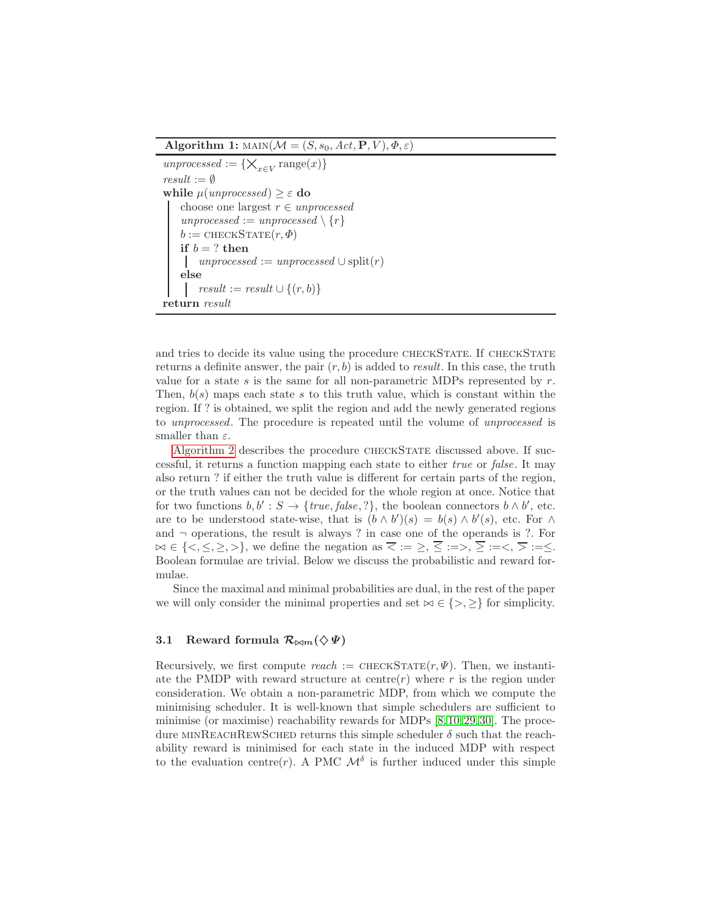**Algorithm 1:** MAIN($\mathcal{M} = (S, s_0, Act, \mathbf{P}, V), \Phi, \varepsilon$)

```
unprocessed := {⨉_{x∈V} range(x)}
result := ∅
while μ(unprocessed) ≥ ε do
    choose one largest r ∈ unprocessed
    unprocessed := unprocessed \ {r}
    b := CHECKSTATE(r, Φ)
    if b = ? then
        unprocessed := unprocessed ∪ split(r)
    else
        result := result ∪ {(r, b)}
return result
```

and tries to decide its value using the procedure CHECKSTATE. If CHECKSTATE returns a definite answer, the pair $(r, b)$ is added to *result*. In this case, the truth value for a state $s$ is the same for all non-parametric MDPs represented by $r$. Then, $b(s)$ maps each state $s$ to this truth value, which is constant within the region. If ? is obtained, we split the region and add the newly generated regions to *unprocessed*. The procedure is repeated until the volume of *unprocessed* is smaller than $\varepsilon$.

Algorithm 2 describes the procedure CHECKSTATE discussed above. If successful, it returns a function mapping each state to either *true* or *false*. It may also return ? if either the truth value is different for certain parts of the region, or the truth values can not be decided for the whole region at once. Notice that for two functions $b, b' : S \to \{true, false, ?\}$, the boolean connectors $b \wedge b'$, etc. are to be understood state-wise, that is $(b \wedge b')(s) = b(s) \wedge b'(s)$, etc. For $\wedge$ and $\neg$ operations, the result is always ? in case one of the operands is ?. For $\bowtie \in \{<, \leq, \geq, >\}$, we define the negation as $\overline{<} := \geq$, $\overline{\leq} := >$, $\overline{\geq} := <$, $\overline{>} := \leq$. Boolean formulae are trivial. Below we discuss the probabilistic and reward formulae.

Since the maximal and minimal probabilities are dual, in the rest of the paper we will only consider the minimal properties and set $\bowtie \in \{>, \geq\}$ for simplicity.

### 3.1 Reward formula $\mathcal{R}_{\bowtie m}(\Diamond \Psi)$

Recursively, we first compute *reach* := CHECKSTATE$(r, \Psi)$. Then, we instantiate the PMDP with reward structure at centre$(r)$ where $r$ is the region under consideration. We obtain a non-parametric MDP, from which we compute the minimising scheduler. It is well-known that simple schedulers are sufficient to minimise (or maximise) reachability rewards for MDPs [8,10,29,30]. The procedure MINREACHREWSCHED returns this simple scheduler $\delta$ such that the reachability reward is minimised for each state in the induced MDP with respect to the evaluation centre$(r)$. A PMC $\mathcal{M}^\delta$ is further induced under this simple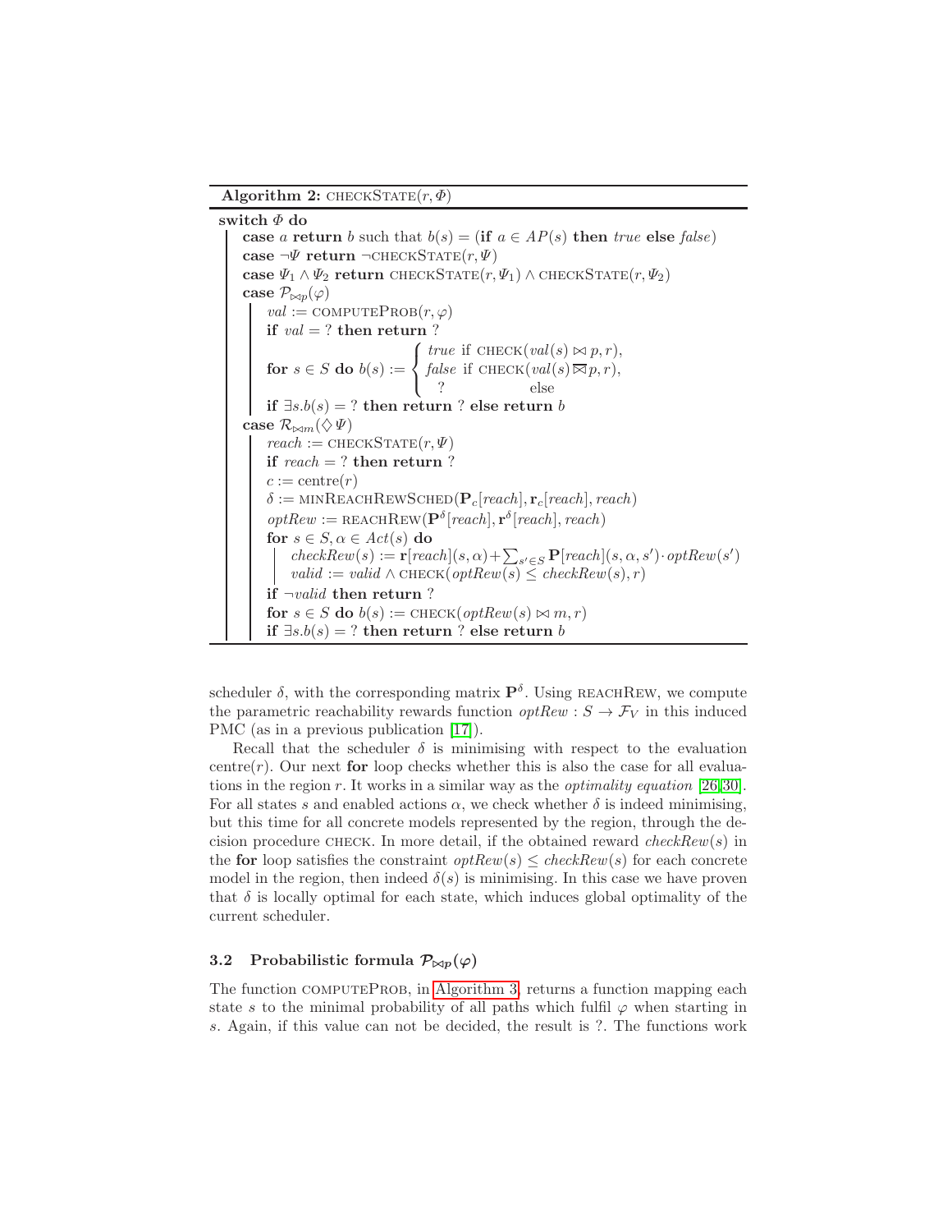**Algorithm 2:** checkState$(r, \Phi)$

```
switch Φ do
    case a return b such that b(s) = (if a ∈ AP(s) then true else false)
    case ¬Ψ return ¬checkState(r, Ψ)
    case Ψ1 ∧ Ψ2 return checkState(r, Ψ1) ∧ checkState(r, Ψ2)
    case P_{⋈p}(φ)
        val := computeProb(r, φ)
        if val = ? then return ?
        for s ∈ S do b(s) := { true   if check(val(s) ⋈ p, r),
                               false  if check(val(s) ⋈̄ p, r),
                               ?      else
        if ∃s.b(s) = ? then return ? else return b
    case R_{⋈m}(◇Ψ)
        reach := checkState(r, Ψ)
        if reach = ? then return ?
        c := centre(r)
        δ := minReachRewSched(P_c[reach], r_c[reach], reach)
        optRew := reachRew(P^δ[reach], r^δ[reach], reach)
        for s ∈ S, α ∈ Act(s) do
            checkRew(s) := r[reach](s, α) + Σ_{s'∈S} P[reach](s, α, s') · optRew(s')
            valid := valid ∧ check(optRew(s) ≤ checkRew(s), r)
        if ¬valid then return ?
        for s ∈ S do b(s) := check(optRew(s) ⋈ m, r)
        if ∃s.b(s) = ? then return ? else return b
```

scheduler $\delta$, with the corresponding matrix $\mathbf{P}^\delta$. Using reachRew, we compute the parametric reachability rewards function $optRew : S \to \mathcal{F}_V$ in this induced PMC (as in a previous publication [17]).

Recall that the scheduler $\delta$ is minimising with respect to the evaluation centre$(r)$. Our next **for** loop checks whether this is also the case for all evaluations in the region $r$. It works in a similar way as the *optimality equation* [26,30]. For all states $s$ and enabled actions $\alpha$, we check whether $\delta$ is indeed minimising, but this time for all concrete models represented by the region, through the decision procedure check. In more detail, if the obtained reward $checkRew(s)$ in the **for** loop satisfies the constraint $optRew(s) \leq checkRew(s)$ for each concrete model in the region, then indeed $\delta(s)$ is minimising. In this case we have proven that $\delta$ is locally optimal for each state, which induces global optimality of the current scheduler.

### 3.2 Probabilistic formula $\mathcal{P}_{\bowtie p}(\varphi)$

The function computeProb, in Algorithm 3, returns a function mapping each state $s$ to the minimal probability of all paths which fulfil $\varphi$ when starting in $s$. Again, if this value can not be decided, the result is ?. The functions work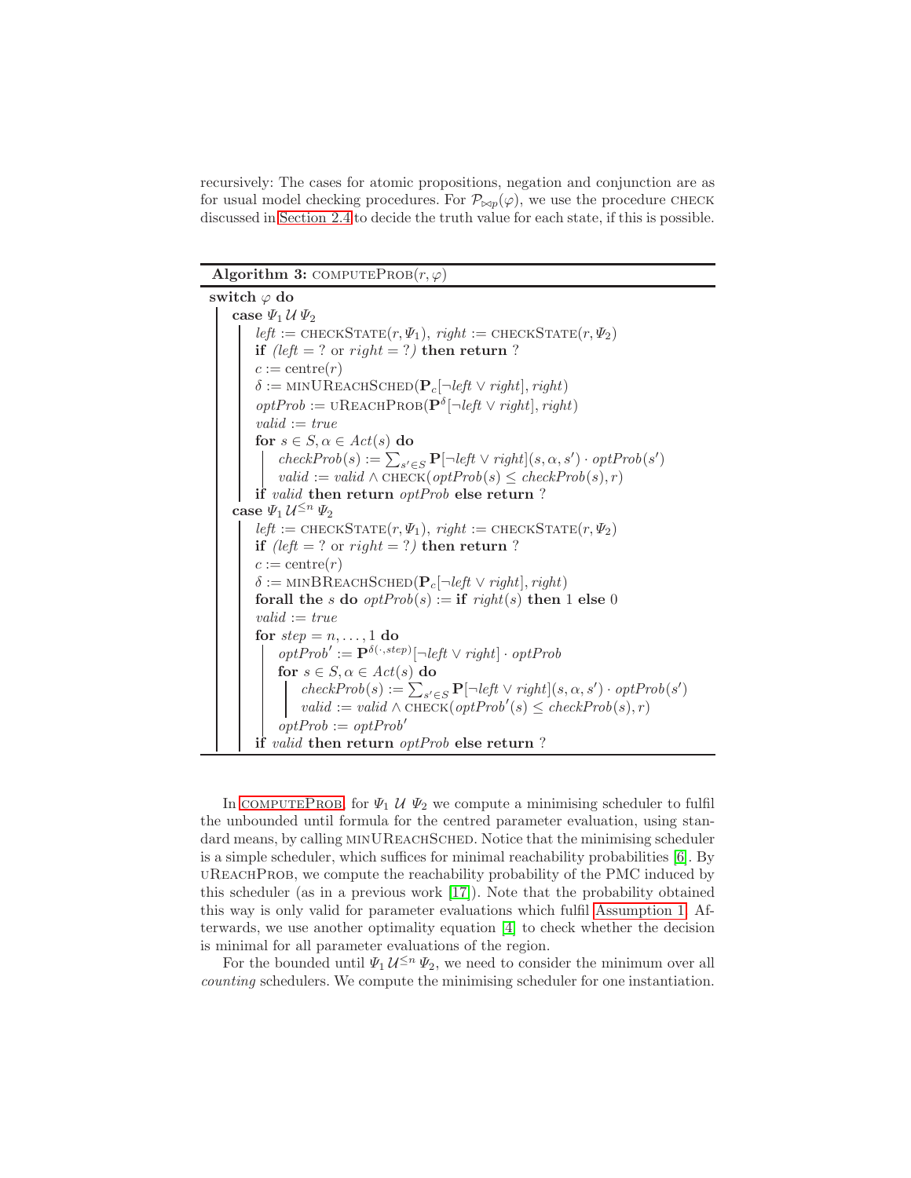recursively: The cases for atomic propositions, negation and conjunction are as for usual model checking procedures. For $\mathcal{P}_{\bowtie p}(\varphi)$, we use the procedure CHECK discussed in Section 2.4 to decide the truth value for each state, if this is possible.

**Algorithm 3:** COMPUTEPROB$(r, \varphi)$

```
switch φ do
    case Ψ1 U Ψ2
        left := CHECKSTATE(r, Ψ1), right := CHECKSTATE(r, Ψ2)
        if (left = ? or right = ?) then return ?
        c := centre(r)
        δ := MINUREACHSCHED(P_c[¬left ∨ right], right)
        optProb := UREACHPROB(P^δ[¬left ∨ right], right)
        valid := true
        for s ∈ S, α ∈ Act(s) do
            checkProb(s) := Σ_{s'∈S} P[¬left ∨ right](s, α, s') · optProb(s')
            valid := valid ∧ CHECK(optProb(s) ≤ checkProb(s), r)
        if valid then return optProb else return ?
    case Ψ1 U^{≤n} Ψ2
        left := CHECKSTATE(r, Ψ1), right := CHECKSTATE(r, Ψ2)
        if (left = ? or right = ?) then return ?
        c := centre(r)
        δ := MINBREACHSCHED(P_c[¬left ∨ right], right)
        forall the s do optProb(s) := if right(s) then 1 else 0
        valid := true
        for step = n, ..., 1 do
            optProb' := P^{δ(·,step)}[¬left ∨ right] · optProb
            for s ∈ S, α ∈ Act(s) do
                checkProb(s) := Σ_{s'∈S} P[¬left ∨ right](s, α, s') · optProb(s')
                valid := valid ∧ CHECK(optProb'(s) ≤ checkProb(s), r)
            optProb := optProb'
        if valid then return optProb else return ?
```

In COMPUTEPROB, for $\Psi_1 \,\mathcal{U}\, \Psi_2$ we compute a minimising scheduler to fulfil the unbounded until formula for the centred parameter evaluation, using standard means, by calling MINUREACHSCHED. Notice that the minimising scheduler is a simple scheduler, which suffices for minimal reachability probabilities [6]. By UREACHPROB, we compute the reachability probability of the PMC induced by this scheduler (as in a previous work [17]). Note that the probability obtained this way is only valid for parameter evaluations which fulfil Assumption 1. Afterwards, we use another optimality equation [4] to check whether the decision is minimal for all parameter evaluations of the region.

For the bounded until $\Psi_1 \,\mathcal{U}^{\leq n}\, \Psi_2$, we need to consider the minimum over all *counting* schedulers. We compute the minimising scheduler for one instantiation.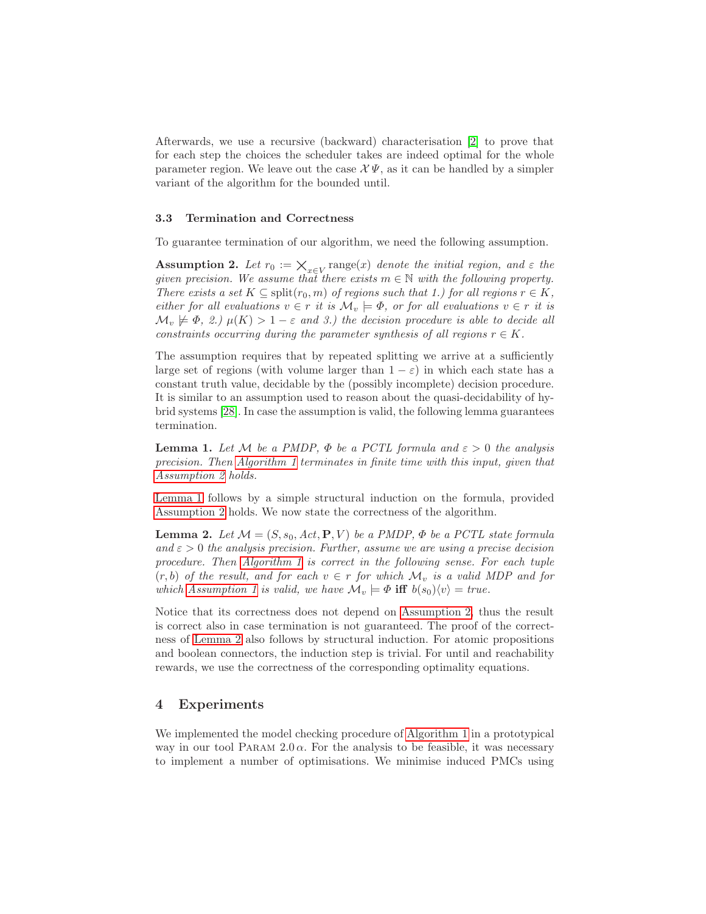Afterwards, we use a recursive (backward) characterisation [2] to prove that for each step the choices the scheduler takes are indeed optimal for the whole parameter region. We leave out the case $\mathcal{X}\Psi$, as it can be handled by a simpler variant of the algorithm for the bounded until.

### 3.3 Termination and Correctness

To guarantee termination of our algorithm, we need the following assumption.

**Assumption 2.** *Let $r_0 := \bigtimes_{x \in V} \mathrm{range}(x)$ denote the initial region, and $\varepsilon$ the given precision. We assume that there exists $m \in \mathbb{N}$ with the following property. There exists a set $K \subseteq \mathrm{split}(r_0, m)$ of regions such that 1.) for all regions $r \in K$, either for all evaluations $v \in r$ it is $\mathcal{M}_v \models \Phi$, or for all evaluations $v \in r$ it is $\mathcal{M}_v \not\models \Phi$, 2.) $\mu(K) > 1 - \varepsilon$ and 3.) the decision procedure is able to decide all constraints occurring during the parameter synthesis of all regions $r \in K$.*

The assumption requires that by repeated splitting we arrive at a sufficiently large set of regions (with volume larger than $1 - \varepsilon$) in which each state has a constant truth value, decidable by the (possibly incomplete) decision procedure. It is similar to an assumption used to reason about the quasi-decidability of hybrid systems [28]. In case the assumption is valid, the following lemma guarantees termination.

**Lemma 1.** *Let $\mathcal{M}$ be a PMDP, $\Phi$ be a PCTL formula and $\varepsilon > 0$ the analysis precision. Then Algorithm 1 terminates in finite time with this input, given that Assumption 2 holds.*

Lemma 1 follows by a simple structural induction on the formula, provided Assumption 2 holds. We now state the correctness of the algorithm.

**Lemma 2.** *Let $\mathcal{M} = (S, s_0, Act, \mathbf{P}, V)$ be a PMDP, $\Phi$ be a PCTL state formula and $\varepsilon > 0$ the analysis precision. Further, assume we are using a precise decision procedure. Then Algorithm 1 is correct in the following sense. For each tuple $(r, b)$ of the result, and for each $v \in r$ for which $\mathcal{M}_v$ is a valid MDP and for which Assumption 1 is valid, we have $\mathcal{M}_v \models \Phi$* **iff** *$b(s_0)\langle v \rangle = true$.*

Notice that its correctness does not depend on Assumption 2, thus the result is correct also in case termination is not guaranteed. The proof of the correctness of Lemma 2 also follows by structural induction. For atomic propositions and boolean connectors, the induction step is trivial. For until and reachability rewards, we use the correctness of the corresponding optimality equations.

## 4 Experiments

We implemented the model checking procedure of Algorithm 1 in a prototypical way in our tool PARAM 2.0 $\alpha$. For the analysis to be feasible, it was necessary to implement a number of optimisations. We minimise induced PMCs using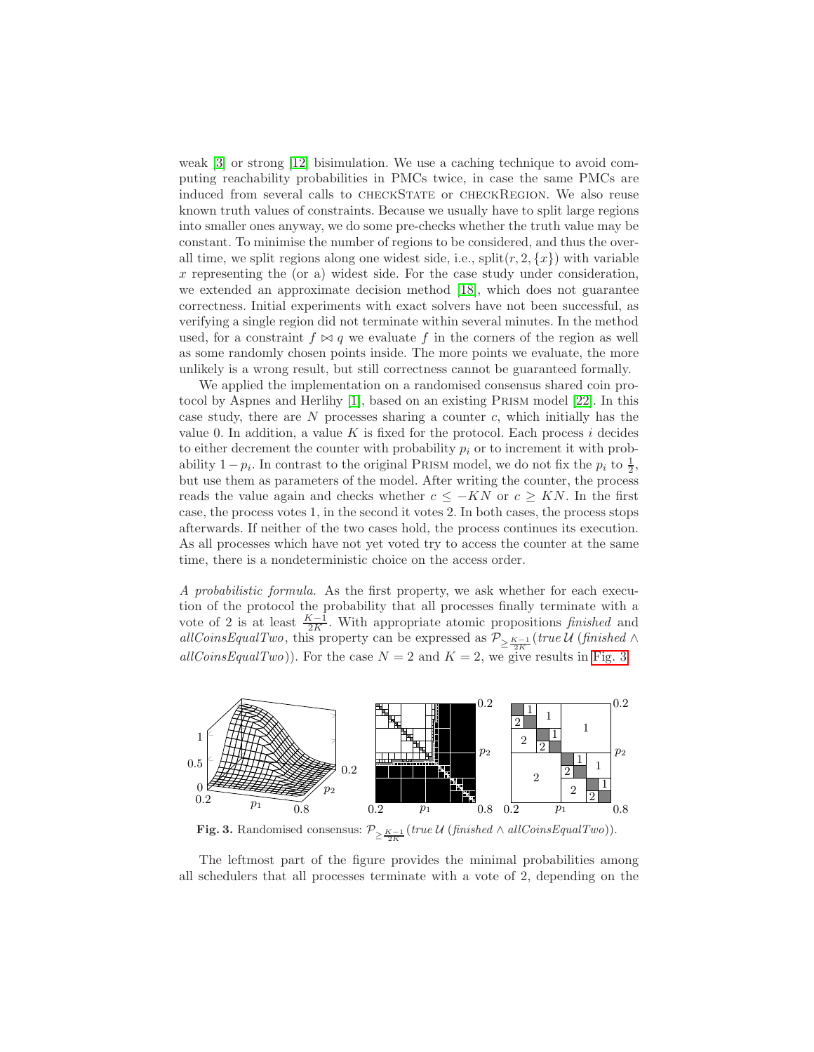weak [3] or strong [12] bisimulation. We use a caching technique to avoid computing reachability probabilities in PMCs twice, in case the same PMCs are induced from several calls to CHECKSTATE or CHECKREGION. We also reuse known truth values of constraints. Because we usually have to split large regions into smaller ones anyway, we do some pre-checks whether the truth value may be constant. To minimise the number of regions to be considered, and thus the overall time, we split regions along one widest side, i.e., $\mathrm{split}(r, 2, \{x\})$ with variable $x$ representing the (or a) widest side. For the case study under consideration, we extended an approximate decision method [18], which does not guarantee correctness. Initial experiments with exact solvers have not been successful, as verifying a single region did not terminate within several minutes. In the method used, for a constraint $f \bowtie q$ we evaluate $f$ in the corners of the region as well as some randomly chosen points inside. The more points we evaluate, the more unlikely is a wrong result, but still correctness cannot be guaranteed formally.

We applied the implementation on a randomised consensus shared coin protocol by Aspnes and Herlihy [1], based on an existing PRISM model [22]. In this case study, there are $N$ processes sharing a counter $c$, which initially has the value 0. In addition, a value $K$ is fixed for the protocol. Each process $i$ decides to either decrement the counter with probability $p_i$ or to increment it with probability $1 - p_i$. In contrast to the original PRISM model, we do not fix the $p_i$ to $\frac{1}{2}$, but use them as parameters of the model. After writing the counter, the process reads the value again and checks whether $c \leq -KN$ or $c \geq KN$. In the first case, the process votes 1, in the second it votes 2. In both cases, the process stops afterwards. If neither of the two cases hold, the process continues its execution. As all processes which have not yet voted try to access the counter at the same time, there is a nondeterministic choice on the access order.

*A probabilistic formula.* As the first property, we ask whether for each execution of the protocol the probability that all processes finally terminate with a vote of 2 is at least $\frac{K-1}{2K}$. With appropriate atomic propositions *finished* and *allCoinsEqualTwo*, this property can be expressed as $\mathcal{P}_{\geq \frac{K-1}{2K}}(\mathit{true}\, \mathcal{U}\, (\mathit{finished} \wedge \mathit{allCoinsEqualTwo}))$. For the case $N = 2$ and $K = 2$, we give results in Fig. 3.

**Fig. 3.** Randomised consensus: $\mathcal{P}_{\geq \frac{K-1}{2K}}(\mathit{true}\, \mathcal{U}\, (\mathit{finished} \wedge \mathit{allCoinsEqualTwo}))$.

The leftmost part of the figure provides the minimal probabilities among all schedulers that all processes terminate with a vote of 2, depending on the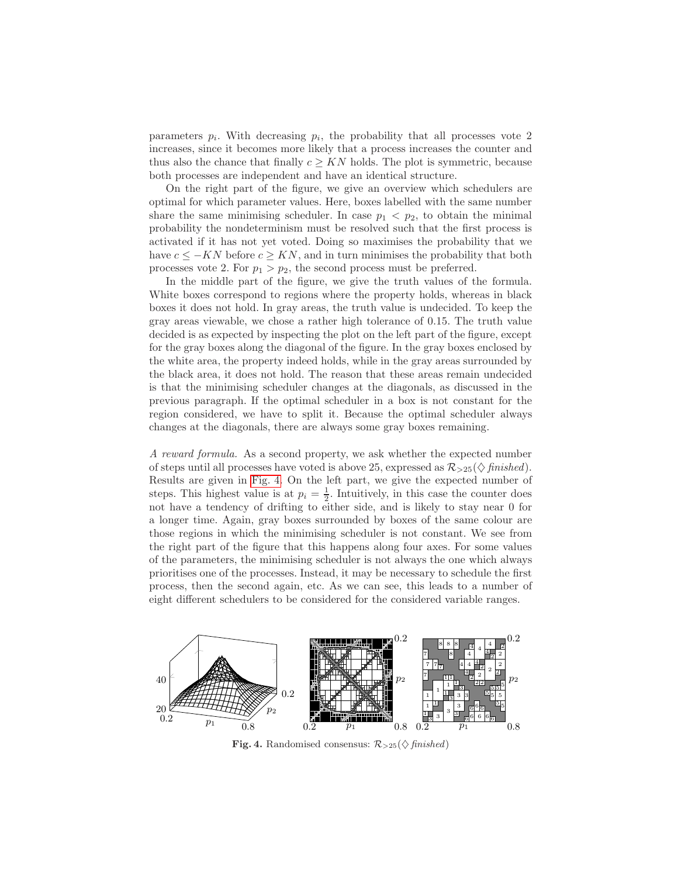parameters $p_i$. With decreasing $p_i$, the probability that all processes vote 2 increases, since it becomes more likely that a process increases the counter and thus also the chance that finally $c \geq KN$ holds. The plot is symmetric, because both processes are independent and have an identical structure.

On the right part of the figure, we give an overview which schedulers are optimal for which parameter values. Here, boxes labelled with the same number share the same minimising scheduler. In case $p_1 < p_2$, to obtain the minimal probability the nondeterminism must be resolved such that the first process is activated if it has not yet voted. Doing so maximises the probability that we have $c \leq -KN$ before $c \geq KN$, and in turn minimises the probability that both processes vote 2. For $p_1 > p_2$, the second process must be preferred.

In the middle part of the figure, we give the truth values of the formula. White boxes correspond to regions where the property holds, whereas in black boxes it does not hold. In gray areas, the truth value is undecided. To keep the gray areas viewable, we chose a rather high tolerance of 0.15. The truth value decided is as expected by inspecting the plot on the left part of the figure, except for the gray boxes along the diagonal of the figure. In the gray boxes enclosed by the white area, the property indeed holds, while in the gray areas surrounded by the black area, it does not hold. The reason that these areas remain undecided is that the minimising scheduler changes at the diagonals, as discussed in the previous paragraph. If the optimal scheduler in a box is not constant for the region considered, we have to split it. Because the optimal scheduler always changes at the diagonals, there are always some gray boxes remaining.

*A reward formula.* As a second property, we ask whether the expected number of steps until all processes have voted is above 25, expressed as $\mathcal{R}_{>25}(\diamondsuit \mathit{finished})$. Results are given in Fig. 4. On the left part, we give the expected number of steps. This highest value is at $p_i = \frac{1}{2}$. Intuitively, in this case the counter does not have a tendency of drifting to either side, and is likely to stay near 0 for a longer time. Again, gray boxes surrounded by boxes of the same colour are those regions in which the minimising scheduler is not constant. We see from the right part of the figure that this happens along four axes. For some values of the parameters, the minimising scheduler is not always the one which always prioritises one of the processes. Instead, it may be necessary to schedule the first process, then the second again, etc. As we can see, this leads to a number of eight different schedulers to be considered for the considered variable ranges.

40
20
0.2
$p_1$
0.8
$p_2$
0.2

0.2
$p_1$
0.8
$p_2$
0.2

0.2
$p_1$
0.8
$p_2$
0.2

**Fig. 4.** Randomised consensus: $\mathcal{R}_{>25}(\diamondsuit \mathit{finished})$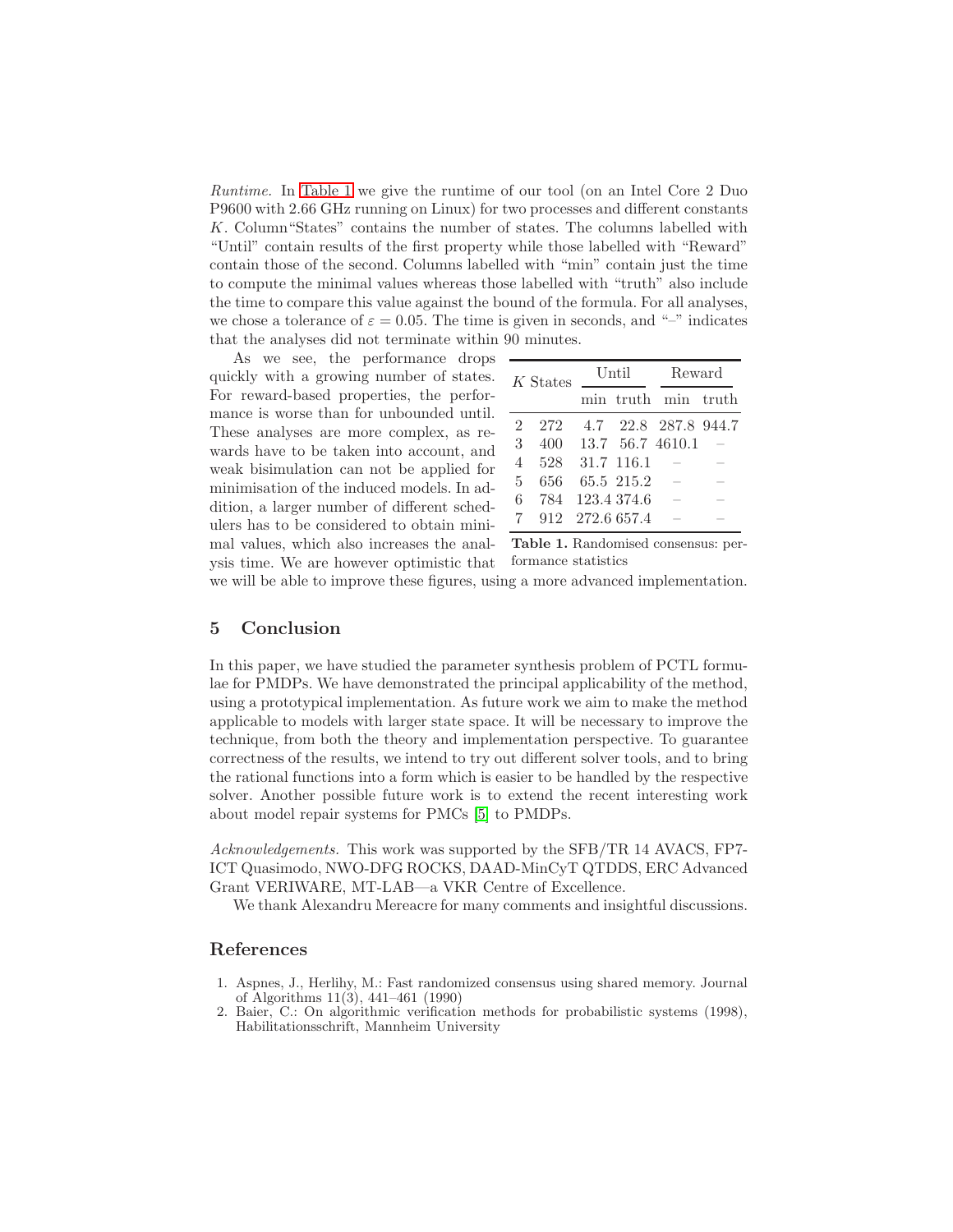*Runtime.* In Table 1 we give the runtime of our tool (on an Intel Core 2 Duo P9600 with 2.66 GHz running on Linux) for two processes and different constants $K$. Column"States" contains the number of states. The columns labelled with "Until" contain results of the first property while those labelled with "Reward" contain those of the second. Columns labelled with "min" contain just the time to compute the minimal values whereas those labelled with "truth" also include the time to compare this value against the bound of the formula. For all analyses, we chose a tolerance of $\varepsilon = 0.05$. The time is given in seconds, and "–" indicates that the analyses did not terminate within 90 minutes.

As we see, the performance drops quickly with a growing number of states. For reward-based properties, the performance is worse than for unbounded until. These analyses are more complex, as rewards have to be taken into account, and weak bisimulation can not be applied for minimisation of the induced models. In addition, a larger number of different schedulers has to be considered to obtain minimal values, which also increases the analysis time. We are however optimistic that we will be able to improve these figures, using a more advanced implementation.

| $K$ | States | Until | | Reward | |
|---|---|---|---|---|---|
| | | min | truth | min | truth |
| 2 | 272 | 4.7 | 22.8 | 287.8 | 944.7 |
| 3 | 400 | 13.7 | 56.7 | 4610.1 | – |
| 4 | 528 | 31.7 | 116.1 | – | – |
| 5 | 656 | 65.5 | 215.2 | – | – |
| 6 | 784 | 123.4 | 374.6 | – | – |
| 7 | 912 | 272.6 | 657.4 | – | – |

**Table 1.** Randomised consensus: performance statistics

## 5 Conclusion

In this paper, we have studied the parameter synthesis problem of PCTL formulae for PMDPs. We have demonstrated the principal applicability of the method, using a prototypical implementation. As future work we aim to make the method applicable to models with larger state space. It will be necessary to improve the technique, from both the theory and implementation perspective. To guarantee correctness of the results, we intend to try out different solver tools, and to bring the rational functions into a form which is easier to be handled by the respective solver. Another possible future work is to extend the recent interesting work about model repair systems for PMCs [5] to PMDPs.

*Acknowledgements.* This work was supported by the SFB/TR 14 AVACS, FP7-ICT Quasimodo, NWO-DFG ROCKS, DAAD-MinCyT QTDDS, ERC Advanced Grant VERIWARE, MT-LAB—a VKR Centre of Excellence.

We thank Alexandru Mereacre for many comments and insightful discussions.

## References

1. Aspnes, J., Herlihy, M.: Fast randomized consensus using shared memory. Journal of Algorithms 11(3), 441–461 (1990)
2. Baier, C.: On algorithmic verification methods for probabilistic systems (1998), Habilitationsschrift, Mannheim University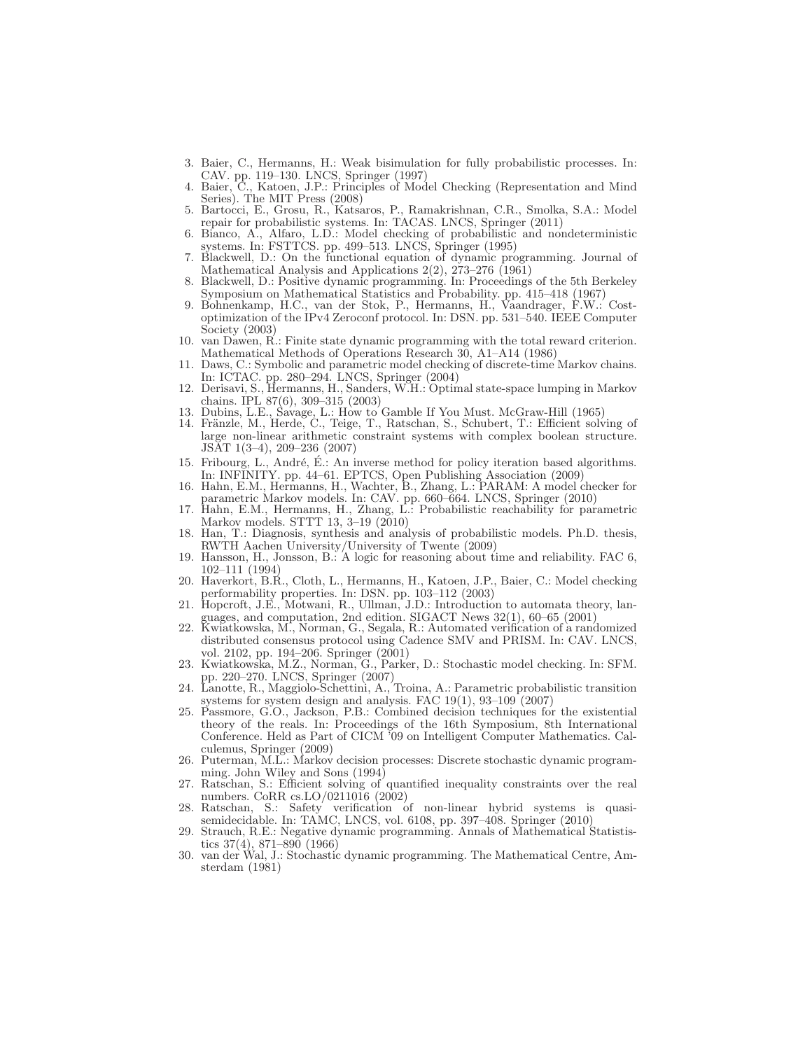3. Baier, C., Hermanns, H.: Weak bisimulation for fully probabilistic processes. In: CAV. pp. 119–130. LNCS, Springer (1997)
4. Baier, C., Katoen, J.P.: Principles of Model Checking (Representation and Mind Series). The MIT Press (2008)
5. Bartocci, E., Grosu, R., Katsaros, P., Ramakrishnan, C.R., Smolka, S.A.: Model repair for probabilistic systems. In: TACAS. LNCS, Springer (2011)
6. Bianco, A., Alfaro, L.D.: Model checking of probabilistic and nondeterministic systems. In: FSTTCS. pp. 499–513. LNCS, Springer (1995)
7. Blackwell, D.: On the functional equation of dynamic programming. Journal of Mathematical Analysis and Applications 2(2), 273–276 (1961)
8. Blackwell, D.: Positive dynamic programming. In: Proceedings of the 5th Berkeley Symposium on Mathematical Statistics and Probability. pp. 415–418 (1967)
9. Bohnenkamp, H.C., van der Stok, P., Hermanns, H., Vaandrager, F.W.: Cost-optimization of the IPv4 Zeroconf protocol. In: DSN. pp. 531–540. IEEE Computer Society (2003)
10. van Dawen, R.: Finite state dynamic programming with the total reward criterion. Mathematical Methods of Operations Research 30, A1–A14 (1986)
11. Daws, C.: Symbolic and parametric model checking of discrete-time Markov chains. In: ICTAC. pp. 280–294. LNCS, Springer (2004)
12. Derisavi, S., Hermanns, H., Sanders, W.H.: Optimal state-space lumping in Markov chains. IPL 87(6), 309–315 (2003)
13. Dubins, L.E., Savage, L.: How to Gamble If You Must. McGraw-Hill (1965)
14. Fränzle, M., Herde, C., Teige, T., Ratschan, S., Schubert, T.: Efficient solving of large non-linear arithmetic constraint systems with complex boolean structure. JSAT 1(3–4), 209–236 (2007)
15. Fribourg, L., André, É.: An inverse method for policy iteration based algorithms. In: INFINITY. pp. 44–61. EPTCS, Open Publishing Association (2009)
16. Hahn, E.M., Hermanns, H., Wachter, B., Zhang, L.: PARAM: A model checker for parametric Markov models. In: CAV. pp. 660–664. LNCS, Springer (2010)
17. Hahn, E.M., Hermanns, H., Zhang, L.: Probabilistic reachability for parametric Markov models. STTT 13, 3–19 (2010)
18. Han, T.: Diagnosis, synthesis and analysis of probabilistic models. Ph.D. thesis, RWTH Aachen University/University of Twente (2009)
19. Hansson, H., Jonsson, B.: A logic for reasoning about time and reliability. FAC 6, 102–111 (1994)
20. Haverkort, B.R., Cloth, L., Hermanns, H., Katoen, J.P., Baier, C.: Model checking performability properties. In: DSN. pp. 103–112 (2003)
21. Hopcroft, J.E., Motwani, R., Ullman, J.D.: Introduction to automata theory, languages, and computation, 2nd edition. SIGACT News 32(1), 60–65 (2001)
22. Kwiatkowska, M., Norman, G., Segala, R.: Automated verification of a randomized distributed consensus protocol using Cadence SMV and PRISM. In: CAV. LNCS, vol. 2102, pp. 194–206. Springer (2001)
23. Kwiatkowska, M.Z., Norman, G., Parker, D.: Stochastic model checking. In: SFM. pp. 220–270. LNCS, Springer (2007)
24. Lanotte, R., Maggiolo-Schettini, A., Troina, A.: Parametric probabilistic transition systems for system design and analysis. FAC 19(1), 93–109 (2007)
25. Passmore, G.O., Jackson, P.B.: Combined decision techniques for the existential theory of the reals. In: Proceedings of the 16th Symposium, 8th International Conference. Held as Part of CICM '09 on Intelligent Computer Mathematics. Calculemus, Springer (2009)
26. Puterman, M.L.: Markov decision processes: Discrete stochastic dynamic programming. John Wiley and Sons (1994)
27. Ratschan, S.: Efficient solving of quantified inequality constraints over the real numbers. CoRR cs.LO/0211016 (2002)
28. Ratschan, S.: Safety verification of non-linear hybrid systems is quasi-semidecidable. In: TAMC, LNCS, vol. 6108, pp. 397–408. Springer (2010)
29. Strauch, R.E.: Negative dynamic programming. Annals of Mathematical Statististics 37(4), 871–890 (1966)
30. van der Wal, J.: Stochastic dynamic programming. The Mathematical Centre, Amsterdam (1981)